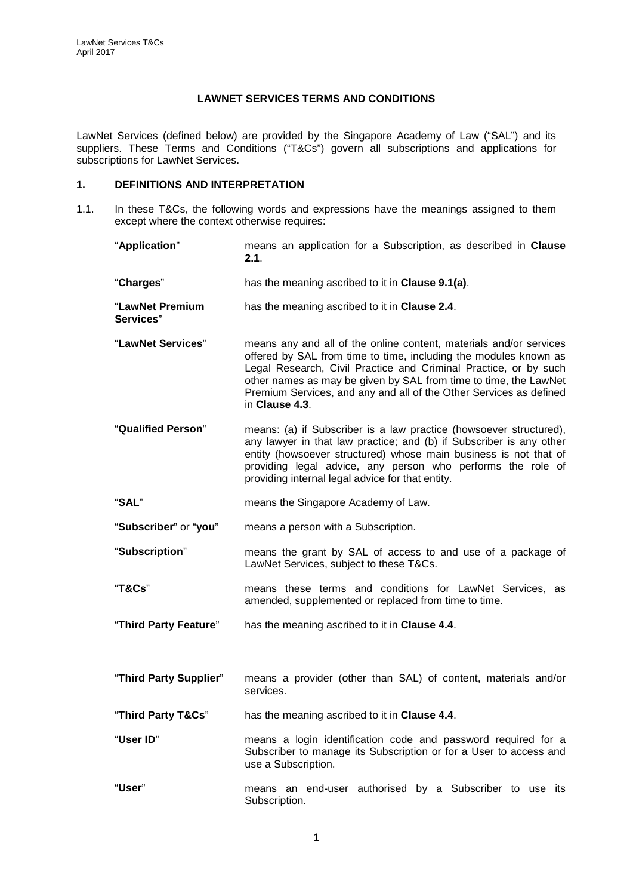## LAWNET SERVICES TERMS AND CONDITIONS

LawNet Services (defined below) are provided by the Singapore Academy of Law ("SAL") and its suppliers. These Terms and Conditions ("T&Cs") govern all subscriptions and applications for subscriptions for LawNet Services.

### 1. DEFINITIONS AND INTERPRETATION

1.1. In these T&Cs, the following words and expressions have the meanings assigned to them except where the context otherwise requires:

| | |
|---|---|
| "**Application**" | means an application for a Subscription, as described in **Clause 2.1**. |
| "**Charges**" | has the meaning ascribed to it in **Clause 9.1(a)**. |
| "**LawNet Premium Services**" | has the meaning ascribed to it in **Clause 2.4**. |
| "**LawNet Services**" | means any and all of the online content, materials and/or services offered by SAL from time to time, including the modules known as Legal Research, Civil Practice and Criminal Practice, or by such other names as may be given by SAL from time to time, the LawNet Premium Services, and any and all of the Other Services as defined in **Clause 4.3**. |
| "**Qualified Person**" | means: (a) if Subscriber is a law practice (howsoever structured), any lawyer in that law practice; and (b) if Subscriber is any other entity (howsoever structured) whose main business is not that of providing legal advice, any person who performs the role of providing internal legal advice for that entity. |
| "**SAL**" | means the Singapore Academy of Law. |
| "**Subscriber**" or "**you**" | means a person with a Subscription. |
| "**Subscription**" | means the grant by SAL of access to and use of a package of LawNet Services, subject to these T&Cs. |
| "**T&Cs**" | means these terms and conditions for LawNet Services, as amended, supplemented or replaced from time to time. |
| "**Third Party Feature**" | has the meaning ascribed to it in **Clause 4.4**. |
| "**Third Party Supplier**" | means a provider (other than SAL) of content, materials and/or services. |
| "**Third Party T&Cs**" | has the meaning ascribed to it in **Clause 4.4**. |
| "**User ID**" | means a login identification code and password required for a Subscriber to manage its Subscription or for a User to access and use a Subscription. |
| "**User**" | means an end-user authorised by a Subscriber to use its Subscription. |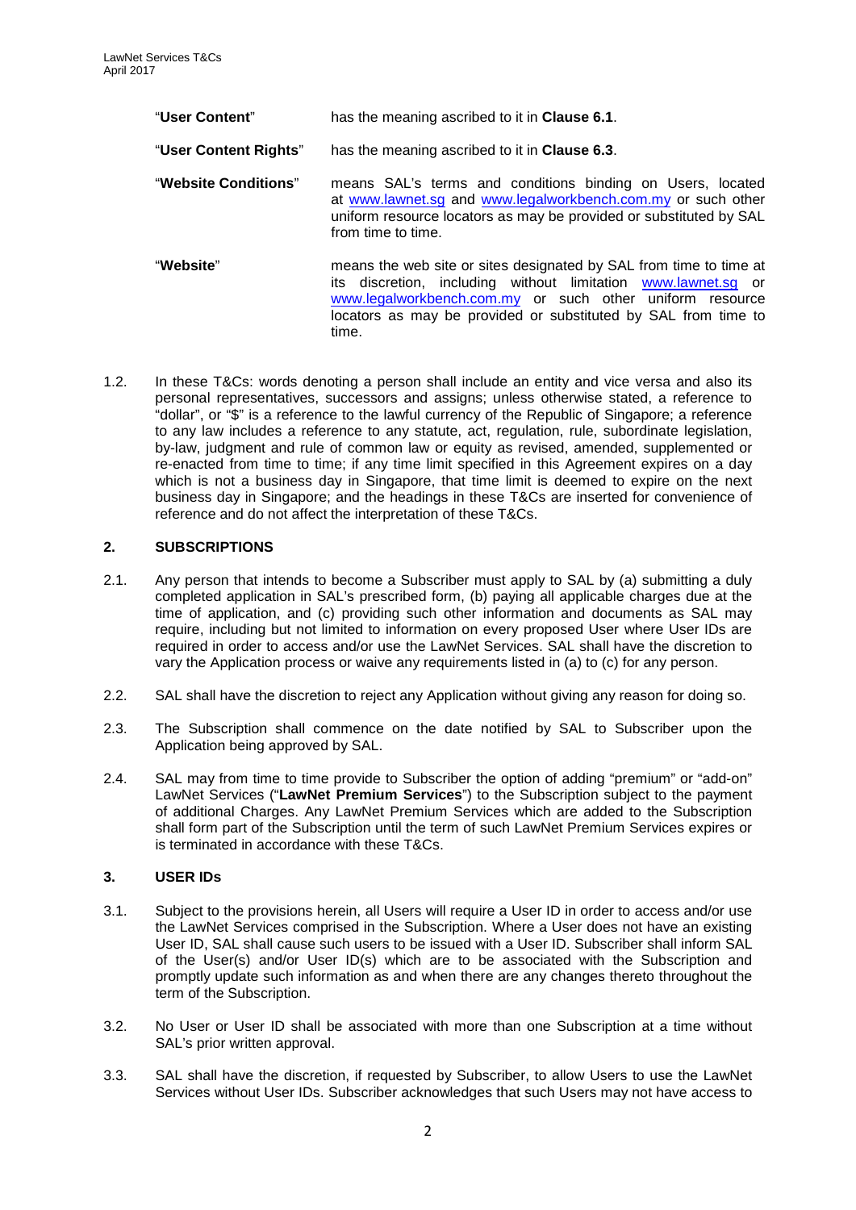| | |
|---|---|
| "**User Content**" | has the meaning ascribed to it in **Clause 6.1**. |
| "**User Content Rights**" | has the meaning ascribed to it in **Clause 6.3**. |
| "**Website Conditions**" | means SAL's terms and conditions binding on Users, located at www.lawnet.sg and www.legalworkbench.com.my or such other uniform resource locators as may be provided or substituted by SAL from time to time. |
| "**Website**" | means the web site or sites designated by SAL from time to time at its discretion, including without limitation www.lawnet.sg or www.legalworkbench.com.my or such other uniform resource locators as may be provided or substituted by SAL from time to time. |

1.2. In these T&Cs: words denoting a person shall include an entity and vice versa and also its personal representatives, successors and assigns; unless otherwise stated, a reference to "dollar", or "$" is a reference to the lawful currency of the Republic of Singapore; a reference to any law includes a reference to any statute, act, regulation, rule, subordinate legislation, by-law, judgment and rule of common law or equity as revised, amended, supplemented or re-enacted from time to time; if any time limit specified in this Agreement expires on a day which is not a business day in Singapore, that time limit is deemed to expire on the next business day in Singapore; and the headings in these T&Cs are inserted for convenience of reference and do not affect the interpretation of these T&Cs.

## 2. SUBSCRIPTIONS

2.1. Any person that intends to become a Subscriber must apply to SAL by (a) submitting a duly completed application in SAL's prescribed form, (b) paying all applicable charges due at the time of application, and (c) providing such other information and documents as SAL may require, including but not limited to information on every proposed User where User IDs are required in order to access and/or use the LawNet Services. SAL shall have the discretion to vary the Application process or waive any requirements listed in (a) to (c) for any person.

2.2. SAL shall have the discretion to reject any Application without giving any reason for doing so.

2.3. The Subscription shall commence on the date notified by SAL to Subscriber upon the Application being approved by SAL.

2.4. SAL may from time to time provide to Subscriber the option of adding "premium" or "add-on" LawNet Services ("**LawNet Premium Services**") to the Subscription subject to the payment of additional Charges. Any LawNet Premium Services which are added to the Subscription shall form part of the Subscription until the term of such LawNet Premium Services expires or is terminated in accordance with these T&Cs.

## 3. USER IDs

3.1. Subject to the provisions herein, all Users will require a User ID in order to access and/or use the LawNet Services comprised in the Subscription. Where a User does not have an existing User ID, SAL shall cause such users to be issued with a User ID. Subscriber shall inform SAL of the User(s) and/or User ID(s) which are to be associated with the Subscription and promptly update such information as and when there are any changes thereto throughout the term of the Subscription.

3.2. No User or User ID shall be associated with more than one Subscription at a time without SAL's prior written approval.

3.3. SAL shall have the discretion, if requested by Subscriber, to allow Users to use the LawNet Services without User IDs. Subscriber acknowledges that such Users may not have access to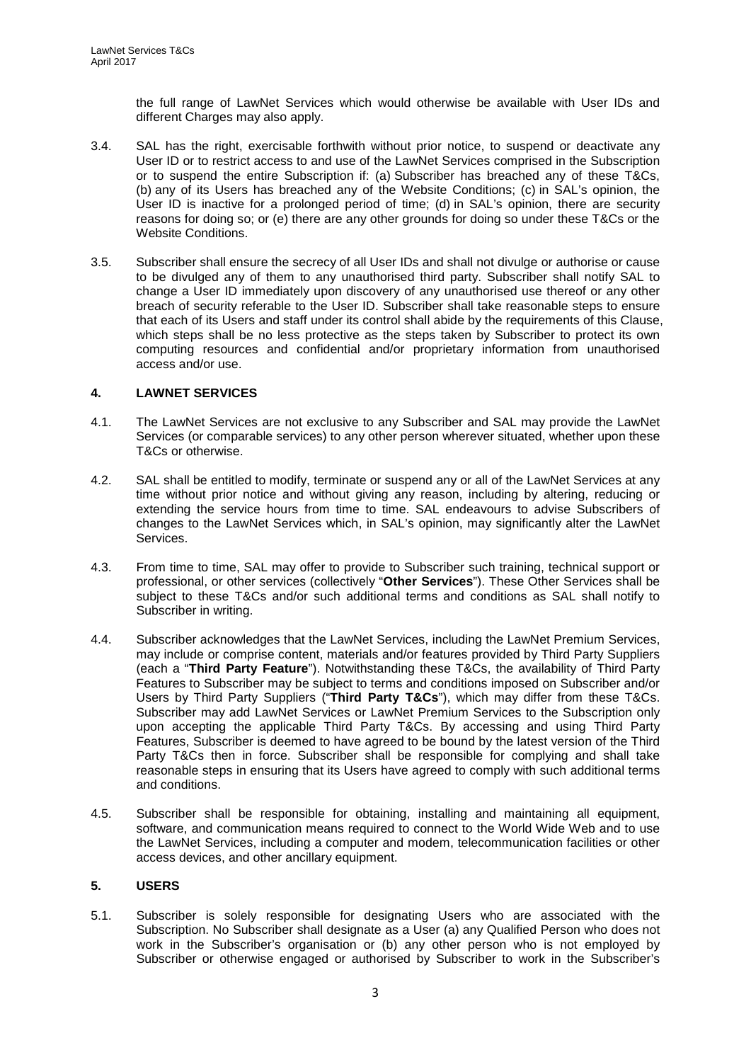the full range of LawNet Services which would otherwise be available with User IDs and different Charges may also apply.

3.4. SAL has the right, exercisable forthwith without prior notice, to suspend or deactivate any User ID or to restrict access to and use of the LawNet Services comprised in the Subscription or to suspend the entire Subscription if: (a) Subscriber has breached any of these T&Cs, (b) any of its Users has breached any of the Website Conditions; (c) in SAL's opinion, the User ID is inactive for a prolonged period of time; (d) in SAL's opinion, there are security reasons for doing so; or (e) there are any other grounds for doing so under these T&Cs or the Website Conditions.

3.5. Subscriber shall ensure the secrecy of all User IDs and shall not divulge or authorise or cause to be divulged any of them to any unauthorised third party. Subscriber shall notify SAL to change a User ID immediately upon discovery of any unauthorised use thereof or any other breach of security referable to the User ID. Subscriber shall take reasonable steps to ensure that each of its Users and staff under its control shall abide by the requirements of this Clause, which steps shall be no less protective as the steps taken by Subscriber to protect its own computing resources and confidential and/or proprietary information from unauthorised access and/or use.

## 4. LAWNET SERVICES

4.1. The LawNet Services are not exclusive to any Subscriber and SAL may provide the LawNet Services (or comparable services) to any other person wherever situated, whether upon these T&Cs or otherwise.

4.2. SAL shall be entitled to modify, terminate or suspend any or all of the LawNet Services at any time without prior notice and without giving any reason, including by altering, reducing or extending the service hours from time to time. SAL endeavours to advise Subscribers of changes to the LawNet Services which, in SAL's opinion, may significantly alter the LawNet Services.

4.3. From time to time, SAL may offer to provide to Subscriber such training, technical support or professional, or other services (collectively "**Other Services**"). These Other Services shall be subject to these T&Cs and/or such additional terms and conditions as SAL shall notify to Subscriber in writing.

4.4. Subscriber acknowledges that the LawNet Services, including the LawNet Premium Services, may include or comprise content, materials and/or features provided by Third Party Suppliers (each a "**Third Party Feature**"). Notwithstanding these T&Cs, the availability of Third Party Features to Subscriber may be subject to terms and conditions imposed on Subscriber and/or Users by Third Party Suppliers ("**Third Party T&Cs**"), which may differ from these T&Cs. Subscriber may add LawNet Services or LawNet Premium Services to the Subscription only upon accepting the applicable Third Party T&Cs. By accessing and using Third Party Features, Subscriber is deemed to have agreed to be bound by the latest version of the Third Party T&Cs then in force. Subscriber shall be responsible for complying and shall take reasonable steps in ensuring that its Users have agreed to comply with such additional terms and conditions.

4.5. Subscriber shall be responsible for obtaining, installing and maintaining all equipment, software, and communication means required to connect to the World Wide Web and to use the LawNet Services, including a computer and modem, telecommunication facilities or other access devices, and other ancillary equipment.

## 5. USERS

5.1. Subscriber is solely responsible for designating Users who are associated with the Subscription. No Subscriber shall designate as a User (a) any Qualified Person who does not work in the Subscriber's organisation or (b) any other person who is not employed by Subscriber or otherwise engaged or authorised by Subscriber to work in the Subscriber's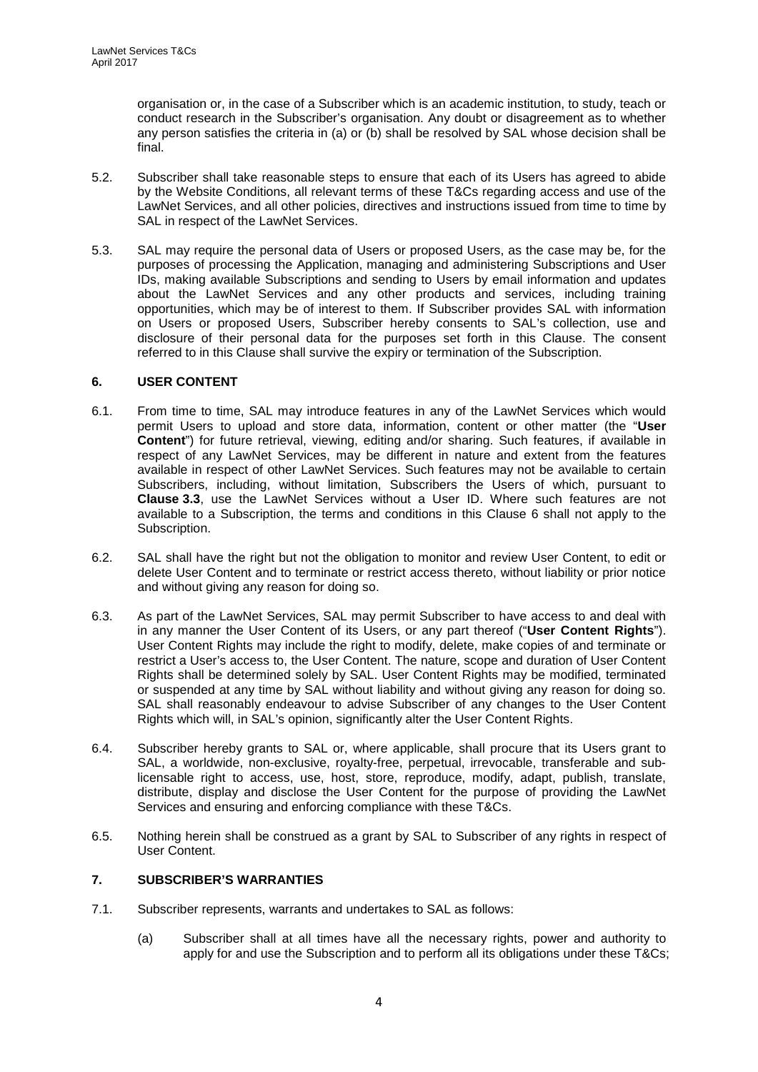organisation or, in the case of a Subscriber which is an academic institution, to study, teach or conduct research in the Subscriber's organisation. Any doubt or disagreement as to whether any person satisfies the criteria in (a) or (b) shall be resolved by SAL whose decision shall be final.

5.2. Subscriber shall take reasonable steps to ensure that each of its Users has agreed to abide by the Website Conditions, all relevant terms of these T&Cs regarding access and use of the LawNet Services, and all other policies, directives and instructions issued from time to time by SAL in respect of the LawNet Services.

5.3. SAL may require the personal data of Users or proposed Users, as the case may be, for the purposes of processing the Application, managing and administering Subscriptions and User IDs, making available Subscriptions and sending to Users by email information and updates about the LawNet Services and any other products and services, including training opportunities, which may be of interest to them. If Subscriber provides SAL with information on Users or proposed Users, Subscriber hereby consents to SAL's collection, use and disclosure of their personal data for the purposes set forth in this Clause. The consent referred to in this Clause shall survive the expiry or termination of the Subscription.

## 6. USER CONTENT

6.1. From time to time, SAL may introduce features in any of the LawNet Services which would permit Users to upload and store data, information, content or other matter (the "**User Content**") for future retrieval, viewing, editing and/or sharing. Such features, if available in respect of any LawNet Services, may be different in nature and extent from the features available in respect of other LawNet Services. Such features may not be available to certain Subscribers, including, without limitation, Subscribers the Users of which, pursuant to **Clause 3.3**, use the LawNet Services without a User ID. Where such features are not available to a Subscription, the terms and conditions in this Clause 6 shall not apply to the Subscription.

6.2. SAL shall have the right but not the obligation to monitor and review User Content, to edit or delete User Content and to terminate or restrict access thereto, without liability or prior notice and without giving any reason for doing so.

6.3. As part of the LawNet Services, SAL may permit Subscriber to have access to and deal with in any manner the User Content of its Users, or any part thereof ("**User Content Rights**"). User Content Rights may include the right to modify, delete, make copies of and terminate or restrict a User's access to, the User Content. The nature, scope and duration of User Content Rights shall be determined solely by SAL. User Content Rights may be modified, terminated or suspended at any time by SAL without liability and without giving any reason for doing so. SAL shall reasonably endeavour to advise Subscriber of any changes to the User Content Rights which will, in SAL's opinion, significantly alter the User Content Rights.

6.4. Subscriber hereby grants to SAL or, where applicable, shall procure that its Users grant to SAL, a worldwide, non-exclusive, royalty-free, perpetual, irrevocable, transferable and sub-licensable right to access, use, host, store, reproduce, modify, adapt, publish, translate, distribute, display and disclose the User Content for the purpose of providing the LawNet Services and ensuring and enforcing compliance with these T&Cs.

6.5. Nothing herein shall be construed as a grant by SAL to Subscriber of any rights in respect of User Content.

## 7. SUBSCRIBER'S WARRANTIES

7.1. Subscriber represents, warrants and undertakes to SAL as follows:

(a) Subscriber shall at all times have all the necessary rights, power and authority to apply for and use the Subscription and to perform all its obligations under these T&Cs;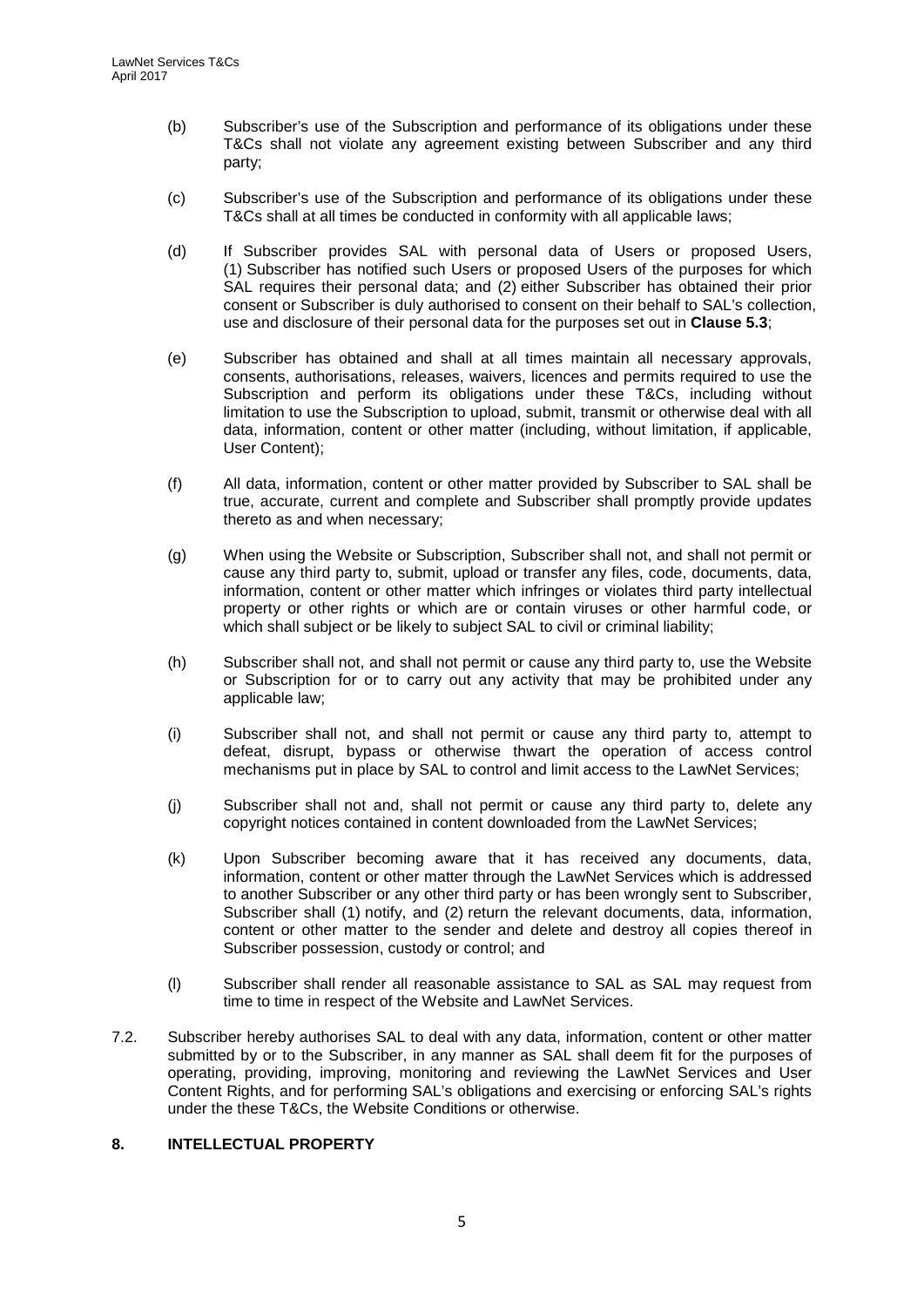(b) Subscriber's use of the Subscription and performance of its obligations under these T&Cs shall not violate any agreement existing between Subscriber and any third party;

(c) Subscriber's use of the Subscription and performance of its obligations under these T&Cs shall at all times be conducted in conformity with all applicable laws;

(d) If Subscriber provides SAL with personal data of Users or proposed Users, (1) Subscriber has notified such Users or proposed Users of the purposes for which SAL requires their personal data; and (2) either Subscriber has obtained their prior consent or Subscriber is duly authorised to consent on their behalf to SAL's collection, use and disclosure of their personal data for the purposes set out in **Clause 5.3**;

(e) Subscriber has obtained and shall at all times maintain all necessary approvals, consents, authorisations, releases, waivers, licences and permits required to use the Subscription and perform its obligations under these T&Cs, including without limitation to use the Subscription to upload, submit, transmit or otherwise deal with all data, information, content or other matter (including, without limitation, if applicable, User Content);

(f) All data, information, content or other matter provided by Subscriber to SAL shall be true, accurate, current and complete and Subscriber shall promptly provide updates thereto as and when necessary;

(g) When using the Website or Subscription, Subscriber shall not, and shall not permit or cause any third party to, submit, upload or transfer any files, code, documents, data, information, content or other matter which infringes or violates third party intellectual property or other rights or which are or contain viruses or other harmful code, or which shall subject or be likely to subject SAL to civil or criminal liability;

(h) Subscriber shall not, and shall not permit or cause any third party to, use the Website or Subscription for or to carry out any activity that may be prohibited under any applicable law;

(i) Subscriber shall not, and shall not permit or cause any third party to, attempt to defeat, disrupt, bypass or otherwise thwart the operation of access control mechanisms put in place by SAL to control and limit access to the LawNet Services;

(j) Subscriber shall not and, shall not permit or cause any third party to, delete any copyright notices contained in content downloaded from the LawNet Services;

(k) Upon Subscriber becoming aware that it has received any documents, data, information, content or other matter through the LawNet Services which is addressed to another Subscriber or any other third party or has been wrongly sent to Subscriber, Subscriber shall (1) notify, and (2) return the relevant documents, data, information, content or other matter to the sender and delete and destroy all copies thereof in Subscriber possession, custody or control; and

(l) Subscriber shall render all reasonable assistance to SAL as SAL may request from time to time in respect of the Website and LawNet Services.

7.2. Subscriber hereby authorises SAL to deal with any data, information, content or other matter submitted by or to the Subscriber, in any manner as SAL shall deem fit for the purposes of operating, providing, improving, monitoring and reviewing the LawNet Services and User Content Rights, and for performing SAL's obligations and exercising or enforcing SAL's rights under the these T&Cs, the Website Conditions or otherwise.

## 8. INTELLECTUAL PROPERTY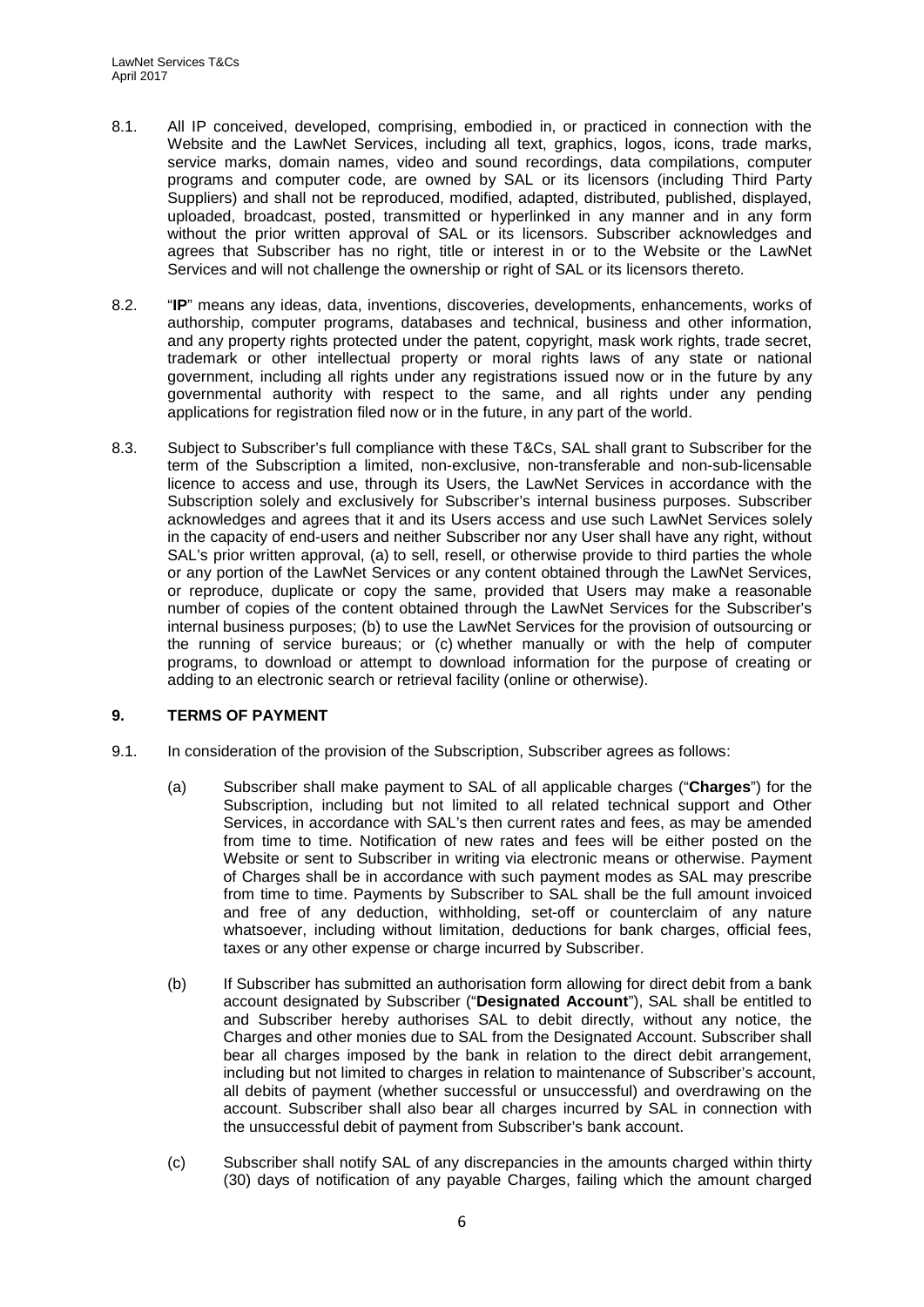8.1. All IP conceived, developed, comprising, embodied in, or practiced in connection with the Website and the LawNet Services, including all text, graphics, logos, icons, trade marks, service marks, domain names, video and sound recordings, data compilations, computer programs and computer code, are owned by SAL or its licensors (including Third Party Suppliers) and shall not be reproduced, modified, adapted, distributed, published, displayed, uploaded, broadcast, posted, transmitted or hyperlinked in any manner and in any form without the prior written approval of SAL or its licensors. Subscriber acknowledges and agrees that Subscriber has no right, title or interest in or to the Website or the LawNet Services and will not challenge the ownership or right of SAL or its licensors thereto.

8.2. "**IP**" means any ideas, data, inventions, discoveries, developments, enhancements, works of authorship, computer programs, databases and technical, business and other information, and any property rights protected under the patent, copyright, mask work rights, trade secret, trademark or other intellectual property or moral rights laws of any state or national government, including all rights under any registrations issued now or in the future by any governmental authority with respect to the same, and all rights under any pending applications for registration filed now or in the future, in any part of the world.

8.3. Subject to Subscriber's full compliance with these T&Cs, SAL shall grant to Subscriber for the term of the Subscription a limited, non-exclusive, non-transferable and non-sub-licensable licence to access and use, through its Users, the LawNet Services in accordance with the Subscription solely and exclusively for Subscriber's internal business purposes. Subscriber acknowledges and agrees that it and its Users access and use such LawNet Services solely in the capacity of end-users and neither Subscriber nor any User shall have any right, without SAL's prior written approval, (a) to sell, resell, or otherwise provide to third parties the whole or any portion of the LawNet Services or any content obtained through the LawNet Services, or reproduce, duplicate or copy the same, provided that Users may make a reasonable number of copies of the content obtained through the LawNet Services for the Subscriber's internal business purposes; (b) to use the LawNet Services for the provision of outsourcing or the running of service bureaus; or (c) whether manually or with the help of computer programs, to download or attempt to download information for the purpose of creating or adding to an electronic search or retrieval facility (online or otherwise).

## 9. TERMS OF PAYMENT

9.1. In consideration of the provision of the Subscription, Subscriber agrees as follows:

(a) Subscriber shall make payment to SAL of all applicable charges ("**Charges**") for the Subscription, including but not limited to all related technical support and Other Services, in accordance with SAL's then current rates and fees, as may be amended from time to time. Notification of new rates and fees will be either posted on the Website or sent to Subscriber in writing via electronic means or otherwise. Payment of Charges shall be in accordance with such payment modes as SAL may prescribe from time to time. Payments by Subscriber to SAL shall be the full amount invoiced and free of any deduction, withholding, set-off or counterclaim of any nature whatsoever, including without limitation, deductions for bank charges, official fees, taxes or any other expense or charge incurred by Subscriber.

(b) If Subscriber has submitted an authorisation form allowing for direct debit from a bank account designated by Subscriber ("**Designated Account**"), SAL shall be entitled to and Subscriber hereby authorises SAL to debit directly, without any notice, the Charges and other monies due to SAL from the Designated Account. Subscriber shall bear all charges imposed by the bank in relation to the direct debit arrangement, including but not limited to charges in relation to maintenance of Subscriber's account, all debits of payment (whether successful or unsuccessful) and overdrawing on the account. Subscriber shall also bear all charges incurred by SAL in connection with the unsuccessful debit of payment from Subscriber's bank account.

(c) Subscriber shall notify SAL of any discrepancies in the amounts charged within thirty (30) days of notification of any payable Charges, failing which the amount charged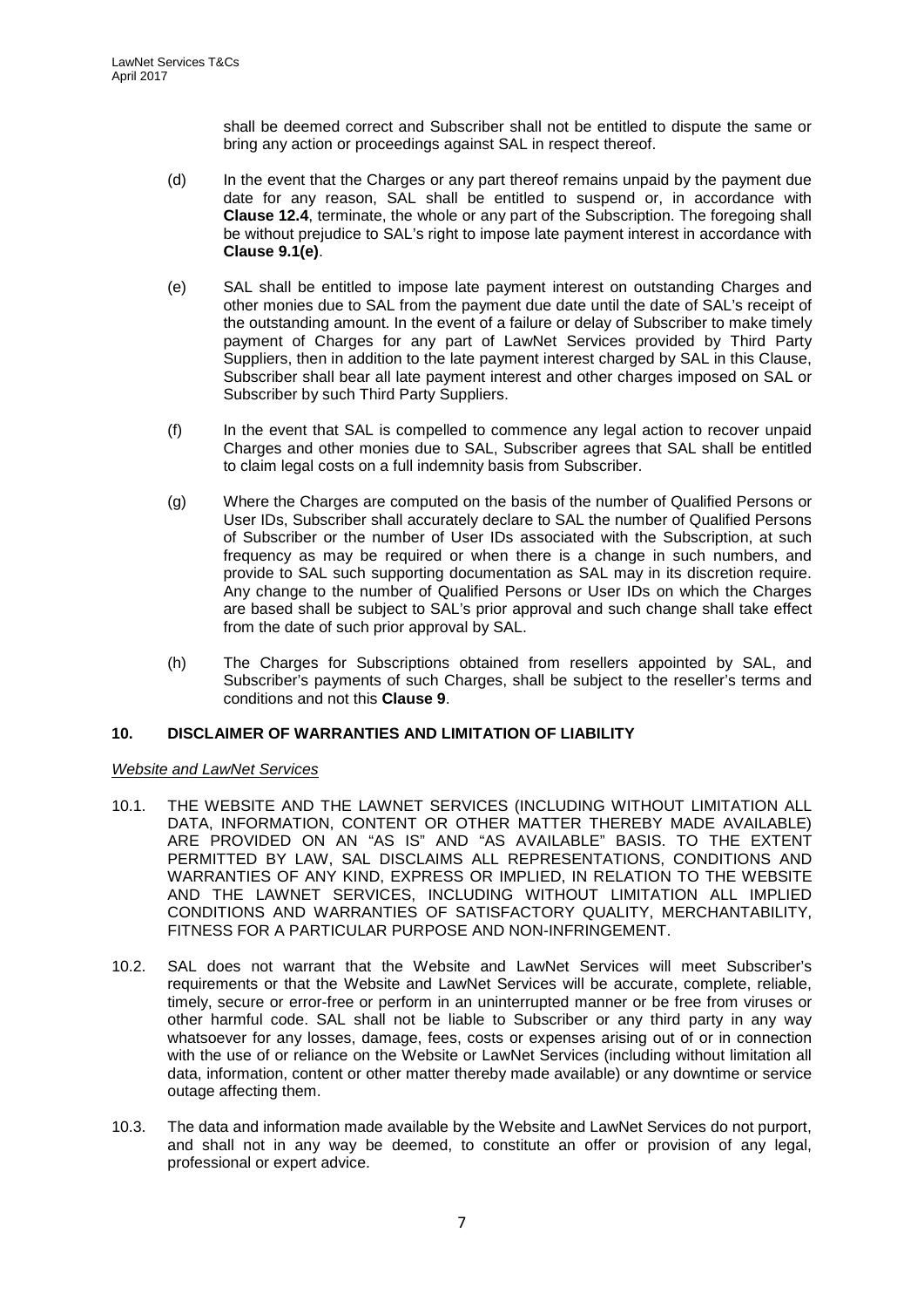shall be deemed correct and Subscriber shall not be entitled to dispute the same or bring any action or proceedings against SAL in respect thereof.

(d) In the event that the Charges or any part thereof remains unpaid by the payment due date for any reason, SAL shall be entitled to suspend or, in accordance with **Clause 12.4**, terminate, the whole or any part of the Subscription. The foregoing shall be without prejudice to SAL's right to impose late payment interest in accordance with **Clause 9.1(e)**.

(e) SAL shall be entitled to impose late payment interest on outstanding Charges and other monies due to SAL from the payment due date until the date of SAL's receipt of the outstanding amount. In the event of a failure or delay of Subscriber to make timely payment of Charges for any part of LawNet Services provided by Third Party Suppliers, then in addition to the late payment interest charged by SAL in this Clause, Subscriber shall bear all late payment interest and other charges imposed on SAL or Subscriber by such Third Party Suppliers.

(f) In the event that SAL is compelled to commence any legal action to recover unpaid Charges and other monies due to SAL, Subscriber agrees that SAL shall be entitled to claim legal costs on a full indemnity basis from Subscriber.

(g) Where the Charges are computed on the basis of the number of Qualified Persons or User IDs, Subscriber shall accurately declare to SAL the number of Qualified Persons of Subscriber or the number of User IDs associated with the Subscription, at such frequency as may be required or when there is a change in such numbers, and provide to SAL such supporting documentation as SAL may in its discretion require. Any change to the number of Qualified Persons or User IDs on which the Charges are based shall be subject to SAL's prior approval and such change shall take effect from the date of such prior approval by SAL.

(h) The Charges for Subscriptions obtained from resellers appointed by SAL, and Subscriber's payments of such Charges, shall be subject to the reseller's terms and conditions and not this **Clause 9**.

## 10. DISCLAIMER OF WARRANTIES AND LIMITATION OF LIABILITY

*Website and LawNet Services*

10.1. THE WEBSITE AND THE LAWNET SERVICES (INCLUDING WITHOUT LIMITATION ALL DATA, INFORMATION, CONTENT OR OTHER MATTER THEREBY MADE AVAILABLE) ARE PROVIDED ON AN "AS IS" AND "AS AVAILABLE" BASIS. TO THE EXTENT PERMITTED BY LAW, SAL DISCLAIMS ALL REPRESENTATIONS, CONDITIONS AND WARRANTIES OF ANY KIND, EXPRESS OR IMPLIED, IN RELATION TO THE WEBSITE AND THE LAWNET SERVICES, INCLUDING WITHOUT LIMITATION ALL IMPLIED CONDITIONS AND WARRANTIES OF SATISFACTORY QUALITY, MERCHANTABILITY, FITNESS FOR A PARTICULAR PURPOSE AND NON-INFRINGEMENT.

10.2. SAL does not warrant that the Website and LawNet Services will meet Subscriber's requirements or that the Website and LawNet Services will be accurate, complete, reliable, timely, secure or error-free or perform in an uninterrupted manner or be free from viruses or other harmful code. SAL shall not be liable to Subscriber or any third party in any way whatsoever for any losses, damage, fees, costs or expenses arising out of or in connection with the use of or reliance on the Website or LawNet Services (including without limitation all data, information, content or other matter thereby made available) or any downtime or service outage affecting them.

10.3. The data and information made available by the Website and LawNet Services do not purport, and shall not in any way be deemed, to constitute an offer or provision of any legal, professional or expert advice.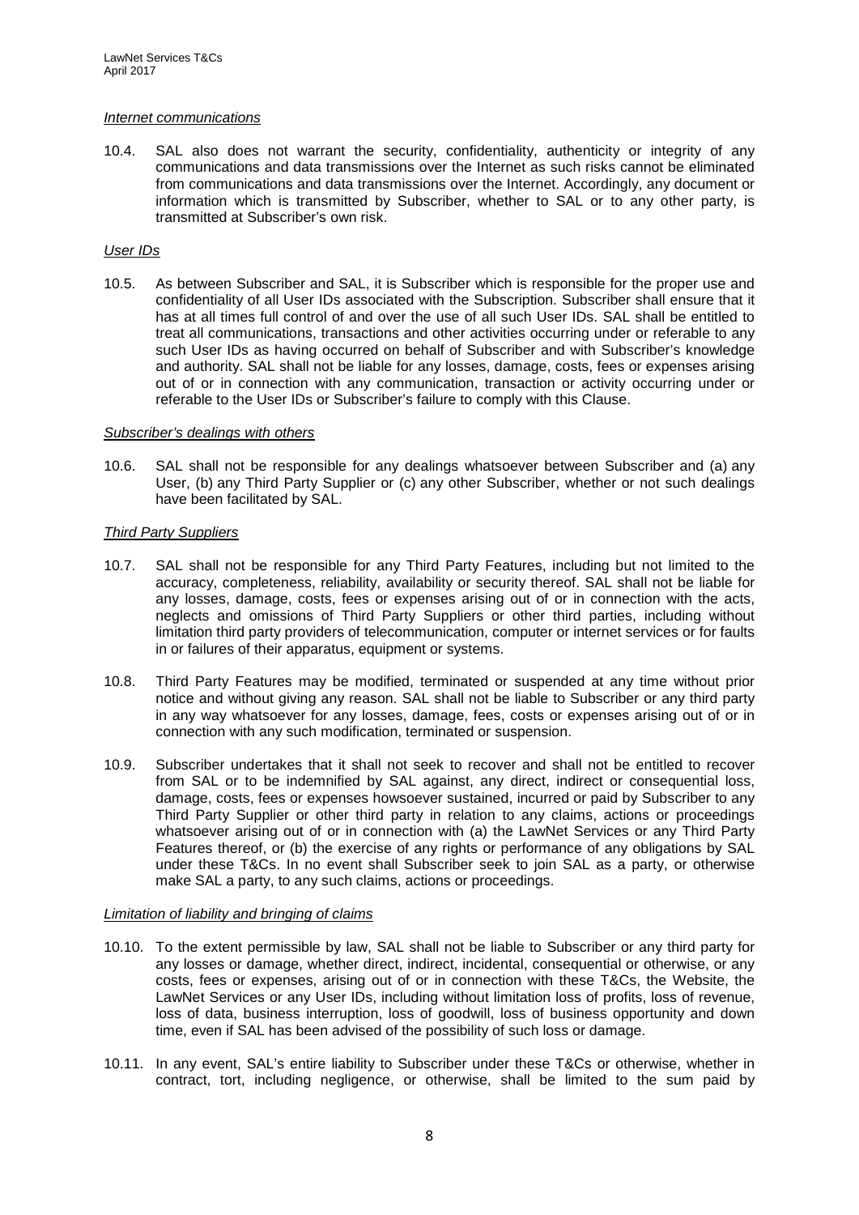*Internet communications*

10.4. SAL also does not warrant the security, confidentiality, authenticity or integrity of any communications and data transmissions over the Internet as such risks cannot be eliminated from communications and data transmissions over the Internet. Accordingly, any document or information which is transmitted by Subscriber, whether to SAL or to any other party, is transmitted at Subscriber's own risk.

*User IDs*

10.5. As between Subscriber and SAL, it is Subscriber which is responsible for the proper use and confidentiality of all User IDs associated with the Subscription. Subscriber shall ensure that it has at all times full control of and over the use of all such User IDs. SAL shall be entitled to treat all communications, transactions and other activities occurring under or referable to any such User IDs as having occurred on behalf of Subscriber and with Subscriber's knowledge and authority. SAL shall not be liable for any losses, damage, costs, fees or expenses arising out of or in connection with any communication, transaction or activity occurring under or referable to the User IDs or Subscriber's failure to comply with this Clause.

*Subscriber's dealings with others*

10.6. SAL shall not be responsible for any dealings whatsoever between Subscriber and (a) any User, (b) any Third Party Supplier or (c) any other Subscriber, whether or not such dealings have been facilitated by SAL.

*Third Party Suppliers*

10.7. SAL shall not be responsible for any Third Party Features, including but not limited to the accuracy, completeness, reliability, availability or security thereof. SAL shall not be liable for any losses, damage, costs, fees or expenses arising out of or in connection with the acts, neglects and omissions of Third Party Suppliers or other third parties, including without limitation third party providers of telecommunication, computer or internet services or for faults in or failures of their apparatus, equipment or systems.

10.8. Third Party Features may be modified, terminated or suspended at any time without prior notice and without giving any reason. SAL shall not be liable to Subscriber or any third party in any way whatsoever for any losses, damage, fees, costs or expenses arising out of or in connection with any such modification, terminated or suspension.

10.9. Subscriber undertakes that it shall not seek to recover and shall not be entitled to recover from SAL or to be indemnified by SAL against, any direct, indirect or consequential loss, damage, costs, fees or expenses howsoever sustained, incurred or paid by Subscriber to any Third Party Supplier or other third party in relation to any claims, actions or proceedings whatsoever arising out of or in connection with (a) the LawNet Services or any Third Party Features thereof, or (b) the exercise of any rights or performance of any obligations by SAL under these T&Cs. In no event shall Subscriber seek to join SAL as a party, or otherwise make SAL a party, to any such claims, actions or proceedings.

*Limitation of liability and bringing of claims*

10.10. To the extent permissible by law, SAL shall not be liable to Subscriber or any third party for any losses or damage, whether direct, indirect, incidental, consequential or otherwise, or any costs, fees or expenses, arising out of or in connection with these T&Cs, the Website, the LawNet Services or any User IDs, including without limitation loss of profits, loss of revenue, loss of data, business interruption, loss of goodwill, loss of business opportunity and down time, even if SAL has been advised of the possibility of such loss or damage.

10.11. In any event, SAL's entire liability to Subscriber under these T&Cs or otherwise, whether in contract, tort, including negligence, or otherwise, shall be limited to the sum paid by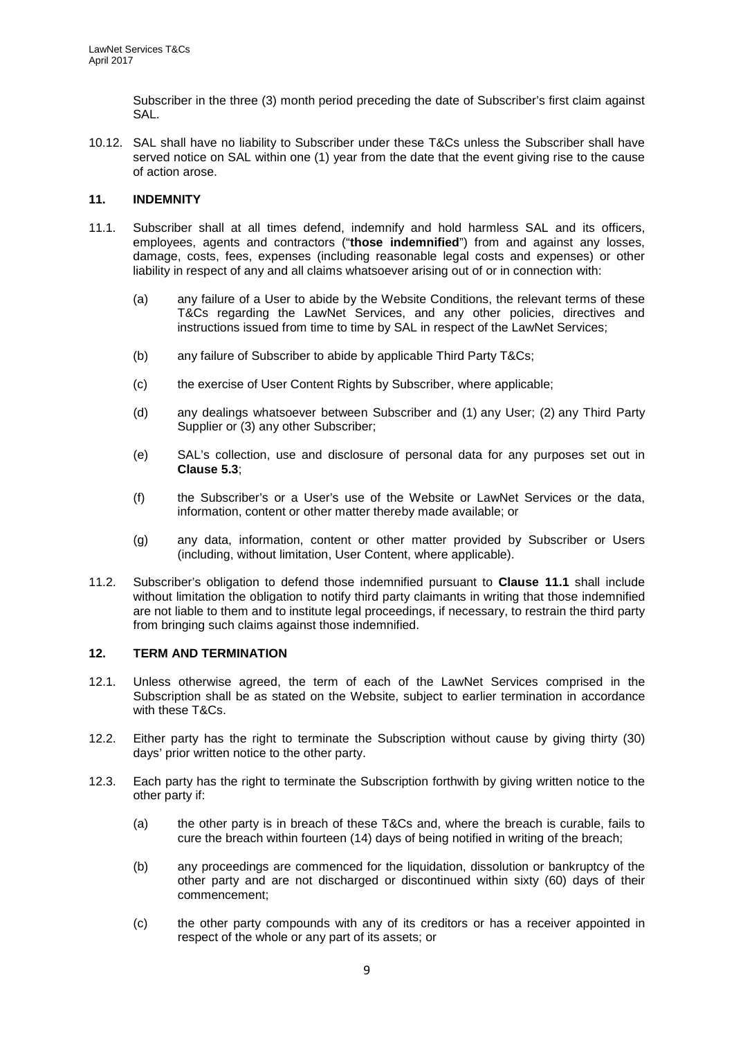Subscriber in the three (3) month period preceding the date of Subscriber's first claim against SAL.

10.12. SAL shall have no liability to Subscriber under these T&Cs unless the Subscriber shall have served notice on SAL within one (1) year from the date that the event giving rise to the cause of action arose.

## 11. INDEMNITY

11.1. Subscriber shall at all times defend, indemnify and hold harmless SAL and its officers, employees, agents and contractors ("**those indemnified**") from and against any losses, damage, costs, fees, expenses (including reasonable legal costs and expenses) or other liability in respect of any and all claims whatsoever arising out of or in connection with:

(a) any failure of a User to abide by the Website Conditions, the relevant terms of these T&Cs regarding the LawNet Services, and any other policies, directives and instructions issued from time to time by SAL in respect of the LawNet Services;

(b) any failure of Subscriber to abide by applicable Third Party T&Cs;

(c) the exercise of User Content Rights by Subscriber, where applicable;

(d) any dealings whatsoever between Subscriber and (1) any User; (2) any Third Party Supplier or (3) any other Subscriber;

(e) SAL's collection, use and disclosure of personal data for any purposes set out in **Clause 5.3**;

(f) the Subscriber's or a User's use of the Website or LawNet Services or the data, information, content or other matter thereby made available; or

(g) any data, information, content or other matter provided by Subscriber or Users (including, without limitation, User Content, where applicable).

11.2. Subscriber's obligation to defend those indemnified pursuant to **Clause 11.1** shall include without limitation the obligation to notify third party claimants in writing that those indemnified are not liable to them and to institute legal proceedings, if necessary, to restrain the third party from bringing such claims against those indemnified.

## 12. TERM AND TERMINATION

12.1. Unless otherwise agreed, the term of each of the LawNet Services comprised in the Subscription shall be as stated on the Website, subject to earlier termination in accordance with these T&Cs.

12.2. Either party has the right to terminate the Subscription without cause by giving thirty (30) days' prior written notice to the other party.

12.3. Each party has the right to terminate the Subscription forthwith by giving written notice to the other party if:

(a) the other party is in breach of these T&Cs and, where the breach is curable, fails to cure the breach within fourteen (14) days of being notified in writing of the breach;

(b) any proceedings are commenced for the liquidation, dissolution or bankruptcy of the other party and are not discharged or discontinued within sixty (60) days of their commencement;

(c) the other party compounds with any of its creditors or has a receiver appointed in respect of the whole or any part of its assets; or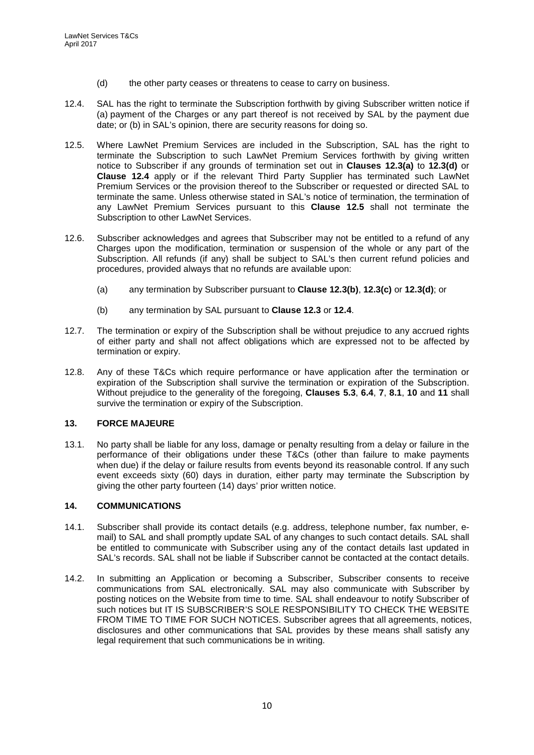(d) the other party ceases or threatens to cease to carry on business.

12.4. SAL has the right to terminate the Subscription forthwith by giving Subscriber written notice if (a) payment of the Charges or any part thereof is not received by SAL by the payment due date; or (b) in SAL's opinion, there are security reasons for doing so.

12.5. Where LawNet Premium Services are included in the Subscription, SAL has the right to terminate the Subscription to such LawNet Premium Services forthwith by giving written notice to Subscriber if any grounds of termination set out in **Clauses 12.3(a)** to **12.3(d)** or **Clause 12.4** apply or if the relevant Third Party Supplier has terminated such LawNet Premium Services or the provision thereof to the Subscriber or requested or directed SAL to terminate the same. Unless otherwise stated in SAL's notice of termination, the termination of any LawNet Premium Services pursuant to this **Clause 12.5** shall not terminate the Subscription to other LawNet Services.

12.6. Subscriber acknowledges and agrees that Subscriber may not be entitled to a refund of any Charges upon the modification, termination or suspension of the whole or any part of the Subscription. All refunds (if any) shall be subject to SAL's then current refund policies and procedures, provided always that no refunds are available upon:

(a) any termination by Subscriber pursuant to **Clause 12.3(b)**, **12.3(c)** or **12.3(d)**; or

(b) any termination by SAL pursuant to **Clause 12.3** or **12.4**.

12.7. The termination or expiry of the Subscription shall be without prejudice to any accrued rights of either party and shall not affect obligations which are expressed not to be affected by termination or expiry.

12.8. Any of these T&Cs which require performance or have application after the termination or expiration of the Subscription shall survive the termination or expiration of the Subscription. Without prejudice to the generality of the foregoing, **Clauses 5.3**, **6.4**, **7**, **8.1**, **10** and **11** shall survive the termination or expiry of the Subscription.

## 13. FORCE MAJEURE

13.1. No party shall be liable for any loss, damage or penalty resulting from a delay or failure in the performance of their obligations under these T&Cs (other than failure to make payments when due) if the delay or failure results from events beyond its reasonable control. If any such event exceeds sixty (60) days in duration, either party may terminate the Subscription by giving the other party fourteen (14) days' prior written notice.

## 14. COMMUNICATIONS

14.1. Subscriber shall provide its contact details (e.g. address, telephone number, fax number, e-mail) to SAL and shall promptly update SAL of any changes to such contact details. SAL shall be entitled to communicate with Subscriber using any of the contact details last updated in SAL's records. SAL shall not be liable if Subscriber cannot be contacted at the contact details.

14.2. In submitting an Application or becoming a Subscriber, Subscriber consents to receive communications from SAL electronically. SAL may also communicate with Subscriber by posting notices on the Website from time to time. SAL shall endeavour to notify Subscriber of such notices but IT IS SUBSCRIBER'S SOLE RESPONSIBILITY TO CHECK THE WEBSITE FROM TIME TO TIME FOR SUCH NOTICES. Subscriber agrees that all agreements, notices, disclosures and other communications that SAL provides by these means shall satisfy any legal requirement that such communications be in writing.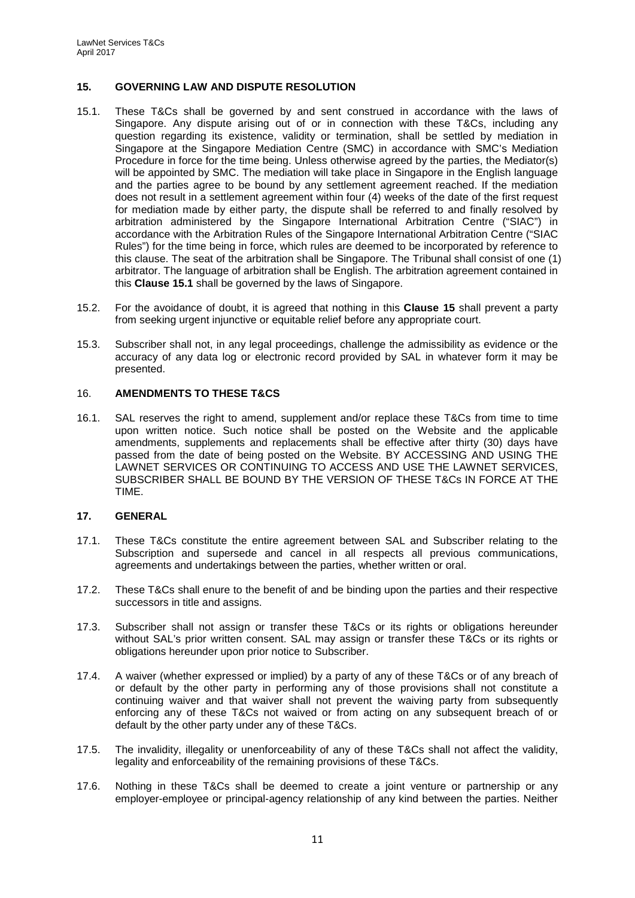## 15. GOVERNING LAW AND DISPUTE RESOLUTION

15.1. These T&Cs shall be governed by and sent construed in accordance with the laws of Singapore. Any dispute arising out of or in connection with these T&Cs, including any question regarding its existence, validity or termination, shall be settled by mediation in Singapore at the Singapore Mediation Centre (SMC) in accordance with SMC's Mediation Procedure in force for the time being. Unless otherwise agreed by the parties, the Mediator(s) will be appointed by SMC. The mediation will take place in Singapore in the English language and the parties agree to be bound by any settlement agreement reached. If the mediation does not result in a settlement agreement within four (4) weeks of the date of the first request for mediation made by either party, the dispute shall be referred to and finally resolved by arbitration administered by the Singapore International Arbitration Centre ("SIAC") in accordance with the Arbitration Rules of the Singapore International Arbitration Centre ("SIAC Rules") for the time being in force, which rules are deemed to be incorporated by reference to this clause. The seat of the arbitration shall be Singapore. The Tribunal shall consist of one (1) arbitrator. The language of arbitration shall be English. The arbitration agreement contained in this **Clause 15.1** shall be governed by the laws of Singapore.

15.2. For the avoidance of doubt, it is agreed that nothing in this **Clause 15** shall prevent a party from seeking urgent injunctive or equitable relief before any appropriate court.

15.3. Subscriber shall not, in any legal proceedings, challenge the admissibility as evidence or the accuracy of any data log or electronic record provided by SAL in whatever form it may be presented.

## 16. AMENDMENTS TO THESE T&CS

16.1. SAL reserves the right to amend, supplement and/or replace these T&Cs from time to time upon written notice. Such notice shall be posted on the Website and the applicable amendments, supplements and replacements shall be effective after thirty (30) days have passed from the date of being posted on the Website. BY ACCESSING AND USING THE LAWNET SERVICES OR CONTINUING TO ACCESS AND USE THE LAWNET SERVICES, SUBSCRIBER SHALL BE BOUND BY THE VERSION OF THESE T&Cs IN FORCE AT THE TIME.

## 17. GENERAL

17.1. These T&Cs constitute the entire agreement between SAL and Subscriber relating to the Subscription and supersede and cancel in all respects all previous communications, agreements and undertakings between the parties, whether written or oral.

17.2. These T&Cs shall enure to the benefit of and be binding upon the parties and their respective successors in title and assigns.

17.3. Subscriber shall not assign or transfer these T&Cs or its rights or obligations hereunder without SAL's prior written consent. SAL may assign or transfer these T&Cs or its rights or obligations hereunder upon prior notice to Subscriber.

17.4. A waiver (whether expressed or implied) by a party of any of these T&Cs or of any breach of or default by the other party in performing any of those provisions shall not constitute a continuing waiver and that waiver shall not prevent the waiving party from subsequently enforcing any of these T&Cs not waived or from acting on any subsequent breach of or default by the other party under any of these T&Cs.

17.5. The invalidity, illegality or unenforceability of any of these T&Cs shall not affect the validity, legality and enforceability of the remaining provisions of these T&Cs.

17.6. Nothing in these T&Cs shall be deemed to create a joint venture or partnership or any employer-employee or principal-agency relationship of any kind between the parties. Neither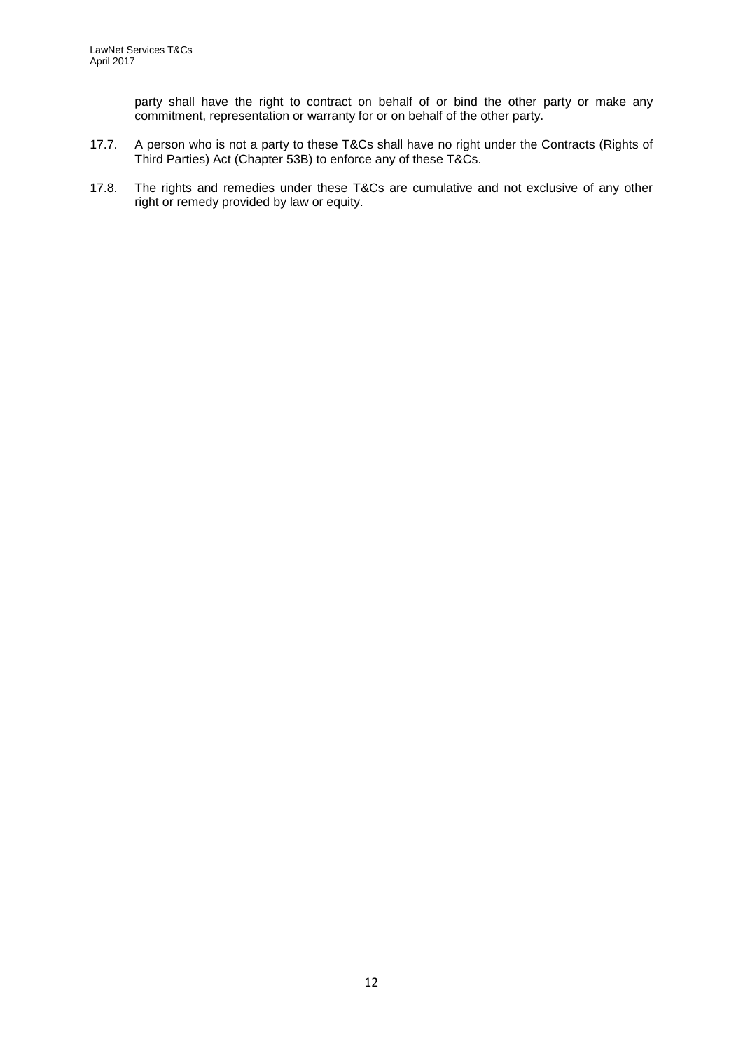party shall have the right to contract on behalf of or bind the other party or make any commitment, representation or warranty for or on behalf of the other party.

17.7. A person who is not a party to these T&Cs shall have no right under the Contracts (Rights of Third Parties) Act (Chapter 53B) to enforce any of these T&Cs.

17.8. The rights and remedies under these T&Cs are cumulative and not exclusive of any other right or remedy provided by law or equity.